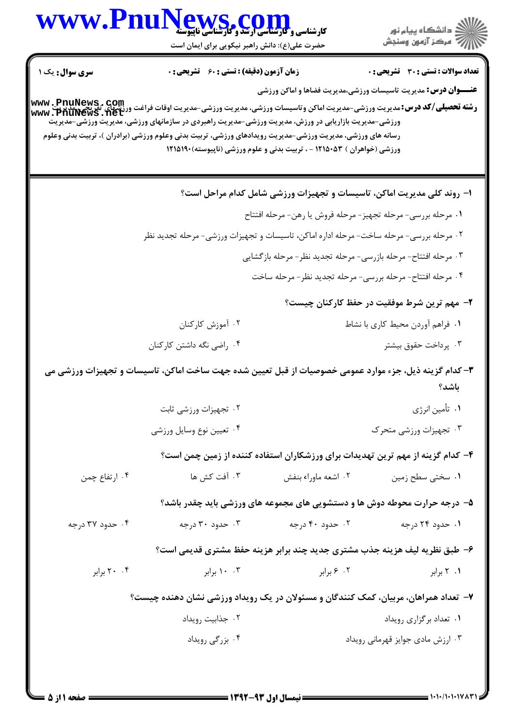**سری سوال:** یک ۱

**زمان آزمون (دقیقه) : تستی : ۶۰ تشریحی : ۰**

**تعداد سوالات : تستی : ۳۰ تشریحی : ۰**

**عنـــوان درس:** مدیریت تاسیسات ورزشی،مدیریت فضاها و اماکن ورزشی

**رشته تحصیلی/کد درس:** مدیریت ورزشی-مدیریت اماکن وتاسیسات ورزشی، مدیریت ورزشی-مدیریت اوقات فراغت ورزشهای تفریحی،مدیریت ورزشی-مدیریت بازاریابی در ورزش، مدیریت ورزشی-مدیریت راهبردی در سازمانهای ورزشی، مدیریت ورزشی-مدیریت رسانه های ورزشی، مدیریت ورزشی-مدیریت رویدادهای ورزشی، تربیت بدنی وعلوم ورزشی (برادران )، تربیت بدنی وعلوم ورزشی (خواهران ) ۱۲۱۵۰۵۳ - ، تربیت بدنی و علوم ورزشی (ناپیوسته)۱۲۱۵۱۹۰

**۱- روند کلی مدیریت اماکن، تاسیسات و تجهیزات ورزشی شامل کدام مراحل است؟**

۱. مرحله بررسی- مرحله تجهیز- مرحله فروش یا رهن- مرحله افتتاح

۲. مرحله بررسی- مرحله ساخت- مرحله اداره اماکن، تاسیسات و تجهیزات ورزشی- مرحله تجدید نظر

۳. مرحله افتتاح- مرحله بازرسی- مرحله تجدید نظر- مرحله بازگشایی

۴. مرحله افتتاح- مرحله بررسی- مرحله تجدید نظر- مرحله ساخت

**۲- مهم ترین شرط موفقیت در حفظ کارکنان چیست؟**

۱. فراهم آوردن محیط کاری با نشاط

۲. آموزش کارکنان

۳. پرداخت حقوق بیشتر

۴. راضی نگه داشتن کارکنان

**۳-کدام گزینه ذیل، جزء موارد عمومی خصوصیات از قبل تعیین شده جهت ساخت اماکن، تاسیسات و تجهیزات ورزشی می باشد؟**

۱. تأمین انرژی

۲. تجهیزات ورزشی ثابت

۳. تجهیزات ورزشی متحرک

۴. تعیین نوع وسایل ورزشی

**۴- کدام گزینه از مهم ترین تهدیدات برای ورزشکاران استفاده کننده از زمین چمن است؟**

۱. سختی سطح زمین

۲. اشعه ماوراء بنفش

۳. آفت کش ها

۴. ارتفاع چمن

**۵- درجه حرارت محوطه دوش ها و دستشویی های مجموعه های ورزشی باید چقدر باشد؟**

۱. حدود ۲۴ درجه

۲. حدود ۴۰ درجه

۳. حدود ۳۰ درجه

۴. حدود ۳۷ درجه

**۶- طبق نظریه لیف هزینه جذب مشتری جدید چند برابر هزینه حفظ مشتری قدیمی است؟**

۱. ۲ برابر

۲. ۶ برابر

۳. ۱۰ برابر

۴. ۲۰ برابر

**۷- تعداد همراهان، مربیان، کمک کنندگان و مسئولان در یک رویداد ورزشی نشان دهنده چیست؟**

۱. تعداد برگزاری رویداد

۲. جذابیت رویداد

۳. ارزش مادی جوایز قهرمانی رویداد

۴. بزرگی رویداد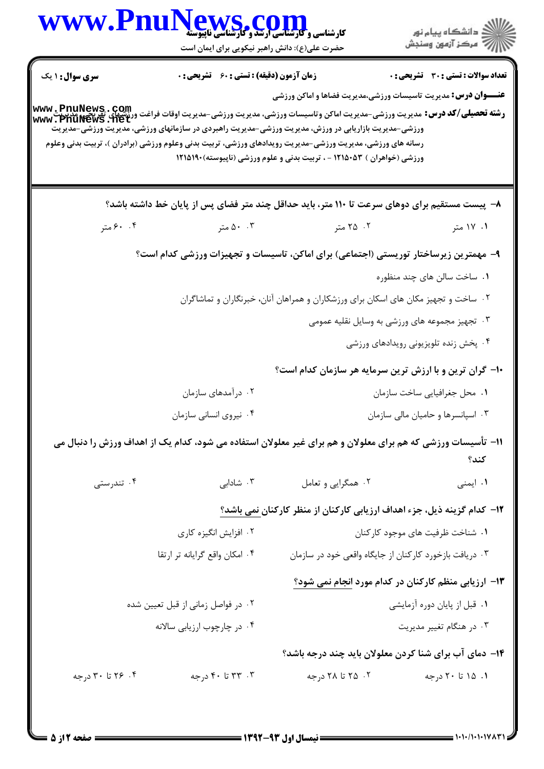**سری سوال:** ۱ یک

**زمان آزمون (دقیقه) : تستی : ۶۰ تشریحی : ۰**

**تعداد سوالات : تستی : ۳۰ تشریحی : ۰**

**عنـــوان درس:** مدیریت تاسیسات ورزشی،مدیریت فضاها و اماکن ورزشی

**رشته تحصیلی/کد درس:** مدیریت ورزشی-مدیریت اماکن وتاسیسات ورزشی، مدیریت ورزشی-مدیریت اوقات فراغت ورزشهای تفریحی، مدیریت ورزشی-مدیریت بازاریابی در ورزش، مدیریت ورزشی-مدیریت راهبردی در سازمانهای ورزشی، مدیریت ورزشی-مدیریت رسانه های ورزشی، مدیریت ورزشی-مدیریت رویدادهای ورزشی، تربیت بدنی وعلوم ورزشی (برادران )، تربیت بدنی وعلوم ورزشی (خواهران ) ۱۲۱۵۰۵۳ - ، تربیت بدنی و علوم ورزشی (ناپیوسته)۱۲۱۵۱۹۰

۸- پیست مستقیم برای دوهای سرعت تا ۱۱۰ متر، باید حداقل چند متر فضای پس از پایان خط داشته باشد؟

۱. ۱۷ متر
۲. ۲۵ متر
۳. ۵۰ متر
۴. ۶۰ متر

۹- مهمترین زیرساختار توریستی (اجتماعی) برای اماکن، تاسیسات و تجهیزات ورزشی کدام است؟

۱. ساخت سالن های چند منظوره
۲. ساخت و تجهیز مکان های اسکان برای ورزشکاران و همراهان آنان، خبرنگاران و تماشاگران
۳. تجهیز مجموعه های ورزشی به وسایل نقلیه عمومی
۴. پخش زنده تلویزیونی رویدادهای ورزشی

۱۰- گران ترین و با ارزش ترین سرمایه هر سازمان کدام است؟

۱. محل جغرافیایی ساخت سازمان
۲. درآمدهای سازمان
۳. اسپانسرها و حامیان مالی سازمان
۴. نیروی انسانی سازمان

۱۱- تأسیسات ورزشی که هم برای معلولان و هم برای غیر معلولان استفاده می شود، کدام یک از اهداف ورزش را دنبال می کند؟

۱. ایمنی
۲. همگرایی و تعامل
۳. شادابی
۴. تندرستی

۱۲- کدام گزینه ذیل، جزء اهداف ارزیابی کارکنان از منظر کارکنان نمی باشد؟

۱. شناخت ظرفیت های موجود کارکنان
۲. افزایش انگیزه کاری
۳. دریافت بازخورد کارکنان از جایگاه واقعی خود در سازمان
۴. امکان واقع گرایانه تر ارتقا

۱۳- ارزیابی منظم کارکنان در کدام مورد انجام نمی شود؟

۱. قبل از پایان دوره آزمایشی
۲. در فواصل زمانی از قبل تعیین شده
۳. در هنگام تغییر مدیریت
۴. در چارچوب ارزیابی سالانه

۱۴- دمای آب برای شنا کردن معلولان باید چند درجه باشد؟

۱. ۱۵ تا ۲۰ درجه
۲. ۲۵ تا ۲۸ درجه
۳. ۳۳ تا ۴۰ درجه
۴. ۲۶ تا ۳۰ درجه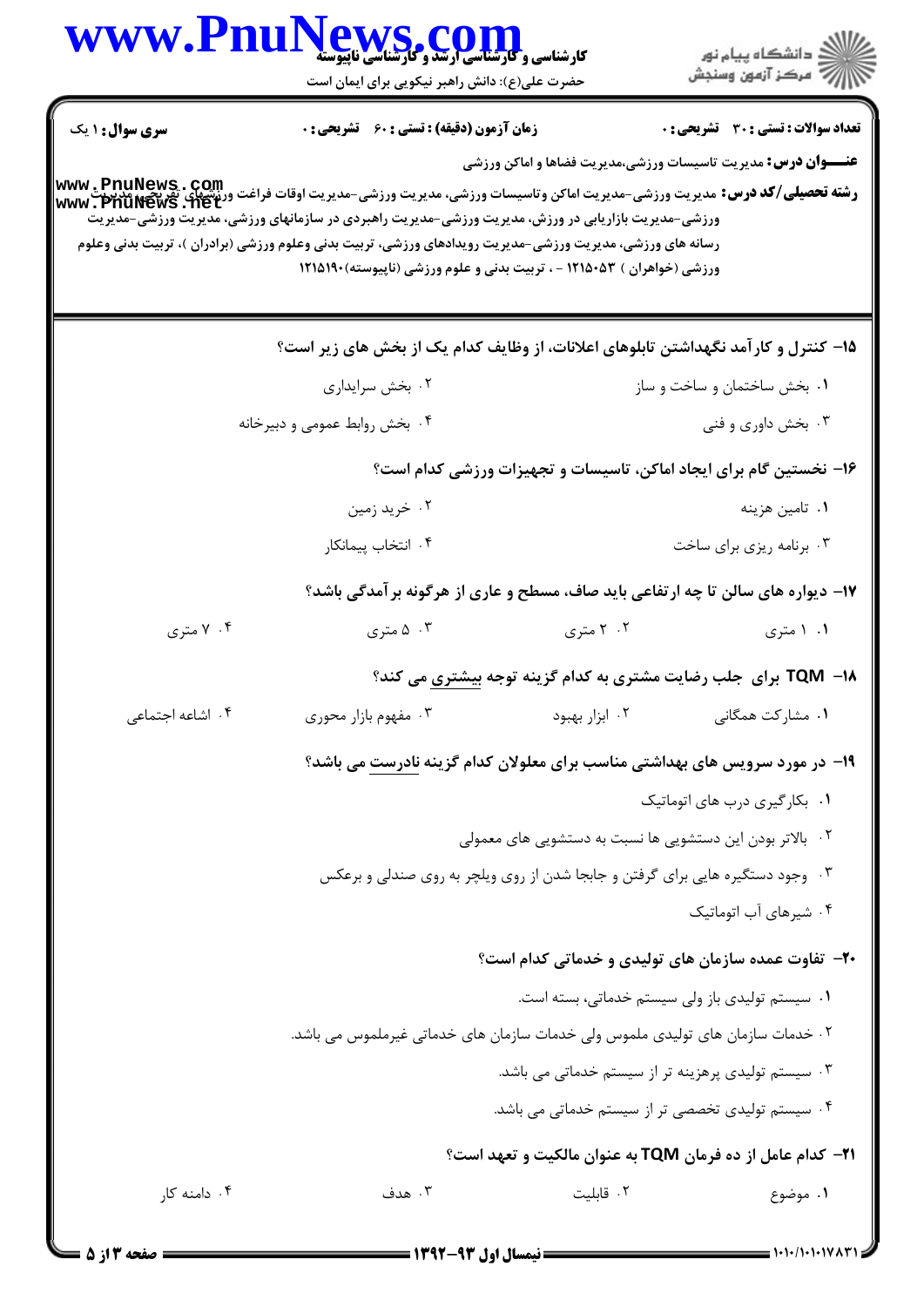**سری سوال:** ۱ یک

**زمان آزمون (دقیقه) : تستی : ۶۰ تشریحی : ۰**

**تعداد سوالات : تستی : ۳۰ تشریحی : ۰**

**عنـــوان درس:** مدیریت تاسیسات ورزشی،مدیریت فضاها و اماکن ورزشی

**رشته تحصیلی/کد درس:** مدیریت ورزشی-مدیریت اماکن وتاسیسات ورزشی، مدیریت ورزشی-مدیریت اوقات فراغت ورزشهای تفریحی، مدیریت ورزشی-مدیریت بازاریابی در ورزش، مدیریت ورزشی-مدیریت راهبردی در سازمانهای ورزشی، مدیریت ورزشی-مدیریت رسانه های ورزشی، مدیریت ورزشی-مدیریت رویدادهای ورزشی، تربیت بدنی وعلوم ورزشی (برادران )، تربیت بدنی وعلوم ورزشی (خواهران ) ۱۲۱۵۰۵۳ - ، تربیت بدنی و علوم ورزشی (ناپیوسته)۱۲۱۵۱۹۰

۱۵- کنترل و کارآمد نگهداشتن تابلوهای اعلانات، از وظایف کدام یک از بخش های زیر است؟

۱. بخش ساختمان و ساخت و ساز
۲. بخش سرایداری
۳. بخش داوری و فنی
۴. بخش روابط عمومی و دبیرخانه

۱۶- نخستین گام برای ایجاد اماکن، تاسیسات و تجهیزات ورزشی کدام است؟

۱. تامین هزینه
۲. خرید زمین
۳. برنامه ریزی برای ساخت
۴. انتخاب پیمانکار

۱۷- دیواره های سالن تا چه ارتفاعی باید صاف، مسطح و عاری از هرگونه برآمدگی باشد؟

۱. ۱ متری
۲. ۲ متری
۳. ۵ متری
۴. ۷ متری

۱۸- TQM برای جلب رضایت مشتری به کدام گزینه توجه بیشتری می کند؟

۱. مشارکت همگانی
۲. ابزار بهبود
۳. مفهوم بازار محوری
۴. اشاعه اجتماعی

۱۹- در مورد سرویس های بهداشتی مناسب برای معلولان کدام گزینه نادرست می باشد؟

۱. بکارگیری درب های اتوماتیک
۲. بالاتر بودن این دستشویی ها نسبت به دستشویی های معمولی
۳. وجود دستگیره هایی برای گرفتن و جابجا شدن از روی ویلچر به روی صندلی و برعکس
۴. شیرهای آب اتوماتیک

۲۰- تفاوت عمده سازمان های تولیدی و خدماتی کدام است؟

۱. سیستم تولیدی باز ولی سیستم خدماتی، بسته است.
۲. خدمات سازمان های تولیدی ملموس ولی خدمات سازمان های خدماتی غیرملموس می باشد.
۳. سیستم تولیدی پرهزینه تر از سیستم خدماتی می باشد.
۴. سیستم تولیدی تخصصی تر از سیستم خدماتی می باشد.

۲۱- کدام عامل از ده فرمان TQM به عنوان مالکیت و تعهد است؟

۱. موضوع
۲. قابلیت
۳. هدف
۴. دامنه کار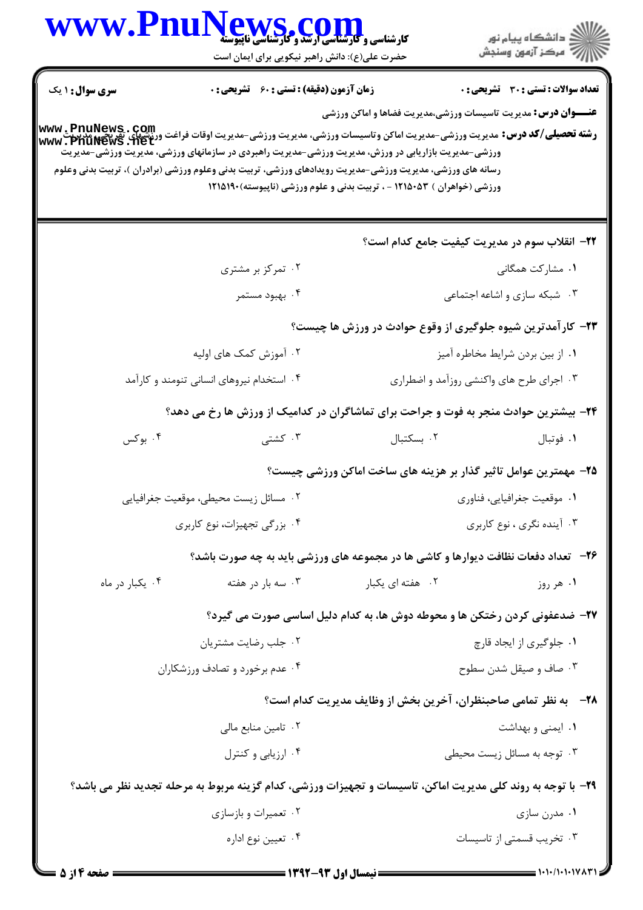**سری سوال:** ۱ یک | **زمان آزمون (دقیقه):** تستی : ۶۰ تشریحی : ۰ | **تعداد سوالات:** تستی : ۳۰ تشریحی : ۰

**عنـــوان درس:** مدیریت تاسیسات ورزشی،مدیریت فضاها و اماکن ورزشی

**رشته تحصیلی/کد درس:** مدیریت ورزشی-مدیریت اماکن وتاسیسات ورزشی، مدیریت ورزشی-مدیریت اوقات فراغت ورزشهای تفریحی، مدیریت ورزشی-مدیریت بازاریابی در ورزش، مدیریت ورزشی-مدیریت راهبردی در سازمانهای ورزشی، مدیریت ورزشی-مدیریت رسانه های ورزشی، مدیریت ورزشی-مدیریت رویدادهای ورزشی، تربیت بدنی وعلوم ورزشی (برادران )، تربیت بدنی وعلوم ورزشی (خواهران ) ۱۲۱۵۰۵۳ - ، تربیت بدنی و علوم ورزشی (ناپیوسته)۱۲۱۵۱۹۰

**۲۲- انقلاب سوم در مدیریت کیفیت جامع کدام است؟**

۱. مشارکت همگانی

۲. تمرکز بر مشتری

۳. شبکه سازی و اشاعه اجتماعی

۴. بهبود مستمر

**۲۳- کارآمدترین شیوه جلوگیری از وقوع حوادث در ورزش ها چیست؟**

۱. از بین بردن شرایط مخاطره آمیز

۲. آموزش کمک های اولیه

۳. اجرای طرح های واکنشی روزآمد و اضطراری

۴. استخدام نیروهای انسانی تنومند و کارآمد

**۲۴- بیشترین حوادث منجر به فوت و جراحت برای تماشاگران در کدامیک از ورزش ها رخ می دهد؟**

۱. فوتبال

۲. بسکتبال

۳. کشتی

۴. بوکس

**۲۵- مهمترین عوامل تاثیر گذار بر هزینه های ساخت اماکن ورزشی چیست؟**

۱. موقعیت جغرافیایی، فناوری

۲. مسائل زیست محیطی، موقعیت جغرافیایی

۳. آینده نگری ، نوع کاربری

۴. بزرگی تجهیزات، نوع کاربری

**۲۶- تعداد دفعات نظافت دیوارها و کاشی ها در مجموعه های ورزشی باید به چه صورت باشد؟**

۱. هر روز

۲. هفته ای یکبار

۳. سه بار در هفته

۴. یکبار در ماه

**۲۷- ضدعفونی کردن رختکن ها و محوطه دوش ها، به کدام دلیل اساسی صورت می گیرد؟**

۱. جلوگیری از ایجاد قارچ

۲. جلب رضایت مشتریان

۳. صاف و صیقل شدن سطوح

۴. عدم برخورد و تصادف ورزشکاران

**۲۸- به نظر تمامی صاحبنظران، آخرین بخش از وظایف مدیریت کدام است؟**

۱. ایمنی و بهداشت

۲. تامین منابع مالی

۳. توجه به مسائل زیست محیطی

۴. ارزیابی و کنترل

**۲۹- با توجه به روند کلی مدیریت اماکن، تاسیسات و تجهیزات ورزشی، کدام گزینه مربوط به مرحله تجدید نظر می باشد؟**

۱. مدرن سازی

۲. تعمیرات و بازسازی

۳. تخریب قسمتی از تاسیسات

۴. تعیین نوع اداره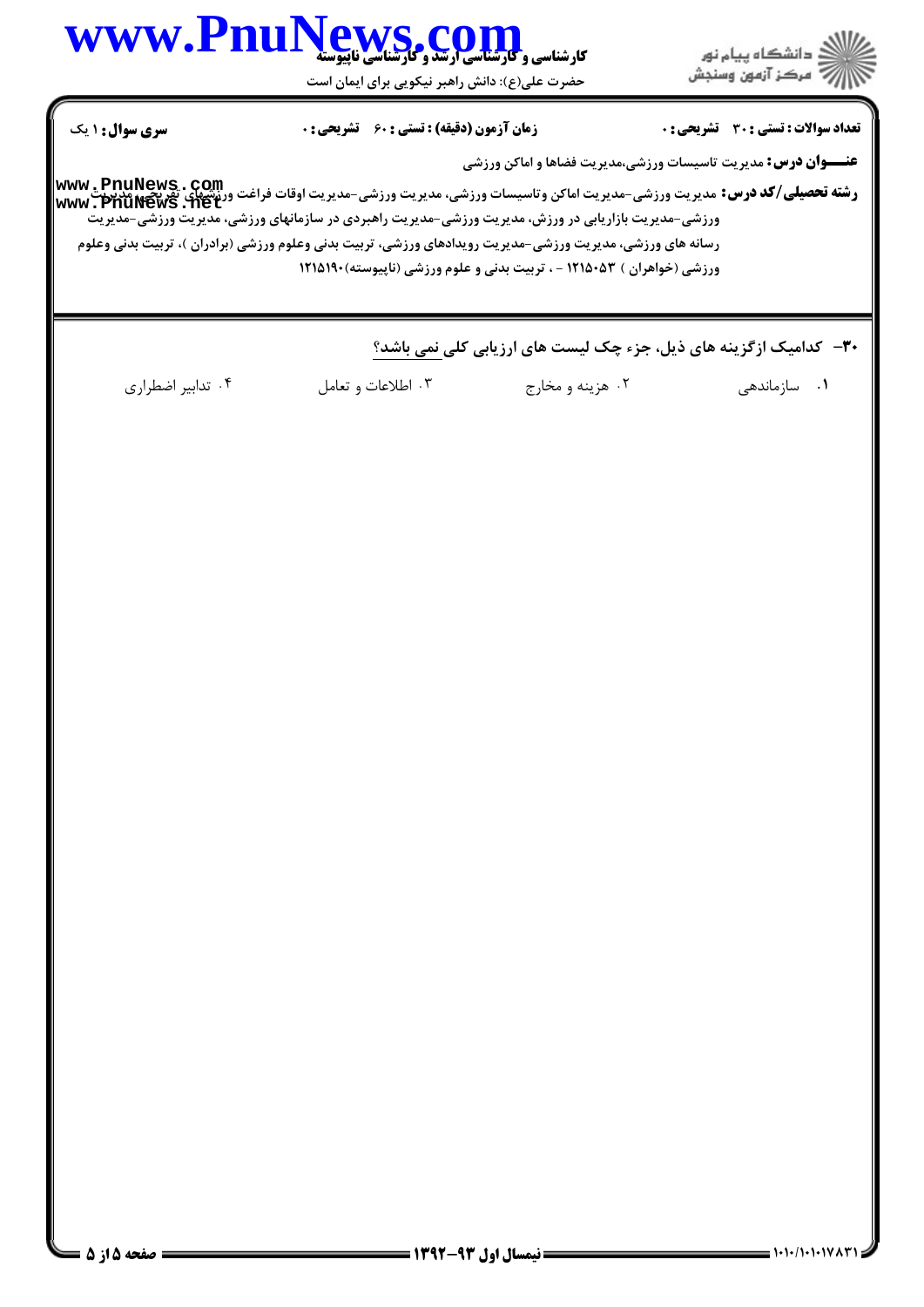**سری سوال:** ۱ یک

**زمان آزمون (دقیقه) : تستی :** ۶۰ **تشریحی :** ۰

**تعداد سوالات : تستی :** ۳۰ **تشریحی :** ۰

**عنـــوان درس:** مدیریت تاسیسات ورزشی،مدیریت فضاها و اماکن ورزشی

**رشته تحصیلی/کد درس:** مدیریت ورزشی-مدیریت اماکن وتاسیسات ورزشی، مدیریت ورزشی-مدیریت اوقات فراغت ورزشهای تفریحی، مدیریت ورزشی-مدیریت بازاریابی در ورزش، مدیریت ورزشی-مدیریت راهبردی در سازمانهای ورزشی، مدیریت ورزشی-مدیریت رسانه های ورزشی، مدیریت ورزشی-مدیریت رویدادهای ورزشی، تربیت بدنی وعلوم ورزشی (برادران )، تربیت بدنی وعلوم ورزشی (خواهران ) ۱۲۱۵۰۵۳ - ، تربیت بدنی و علوم ورزشی (ناپیوسته)۱۲۱۵۱۹۰

۳۰- کدامیک ازگزینه های ذیل، جزء چک لیست های ارزیابی کلی نمی باشد؟

۱. سازماندهی

۲. هزینه و مخارج

۳. اطلاعات و تعامل

۴. تدابیر اضطراری